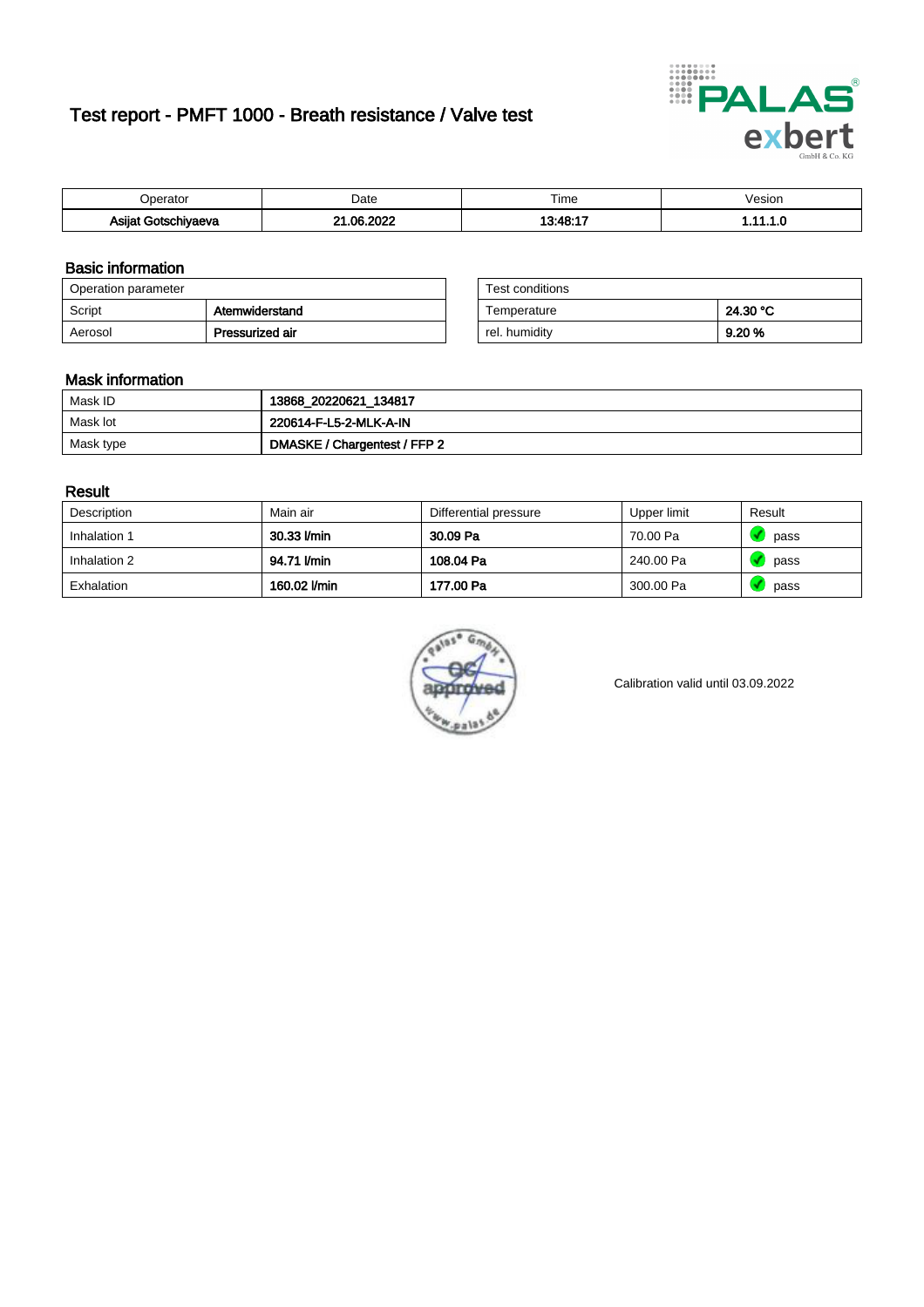# Test report - PMFT 1000 - Breath resistance / Valve test

| Operator | Date | Time | Vesion |
|---|---|---|---|
| **Asijat Gotschiyaeva** | **21.06.2022** | **13:48:17** | **1.11.1.0** |

## Basic information

| Operation parameter | |
|---|---|
| Script | **Atemwiderstand** |
| Aerosol | **Pressurized air** |

| Test conditions | |
|---|---|
| Temperature | **24.30 °C** |
| rel. humidity | **9.20 %** |

## Mask information

| | |
|---|---|
| Mask ID | **13868_20220621_134817** |
| Mask lot | **220614-F-L5-2-MLK-A-IN** |
| Mask type | **DMASKE / Chargentest / FFP 2** |

## Result

| Description | Main air | Differential pressure | Upper limit | Result |
|---|---|---|---|---|
| Inhalation 1 | **30.33 l/min** | **30.09 Pa** | 70.00 Pa | pass |
| Inhalation 2 | **94.71 l/min** | **108.04 Pa** | 240.00 Pa | pass |
| Exhalation | **160.02 l/min** | **177.00 Pa** | 300.00 Pa | pass |

Calibration valid until 03.09.2022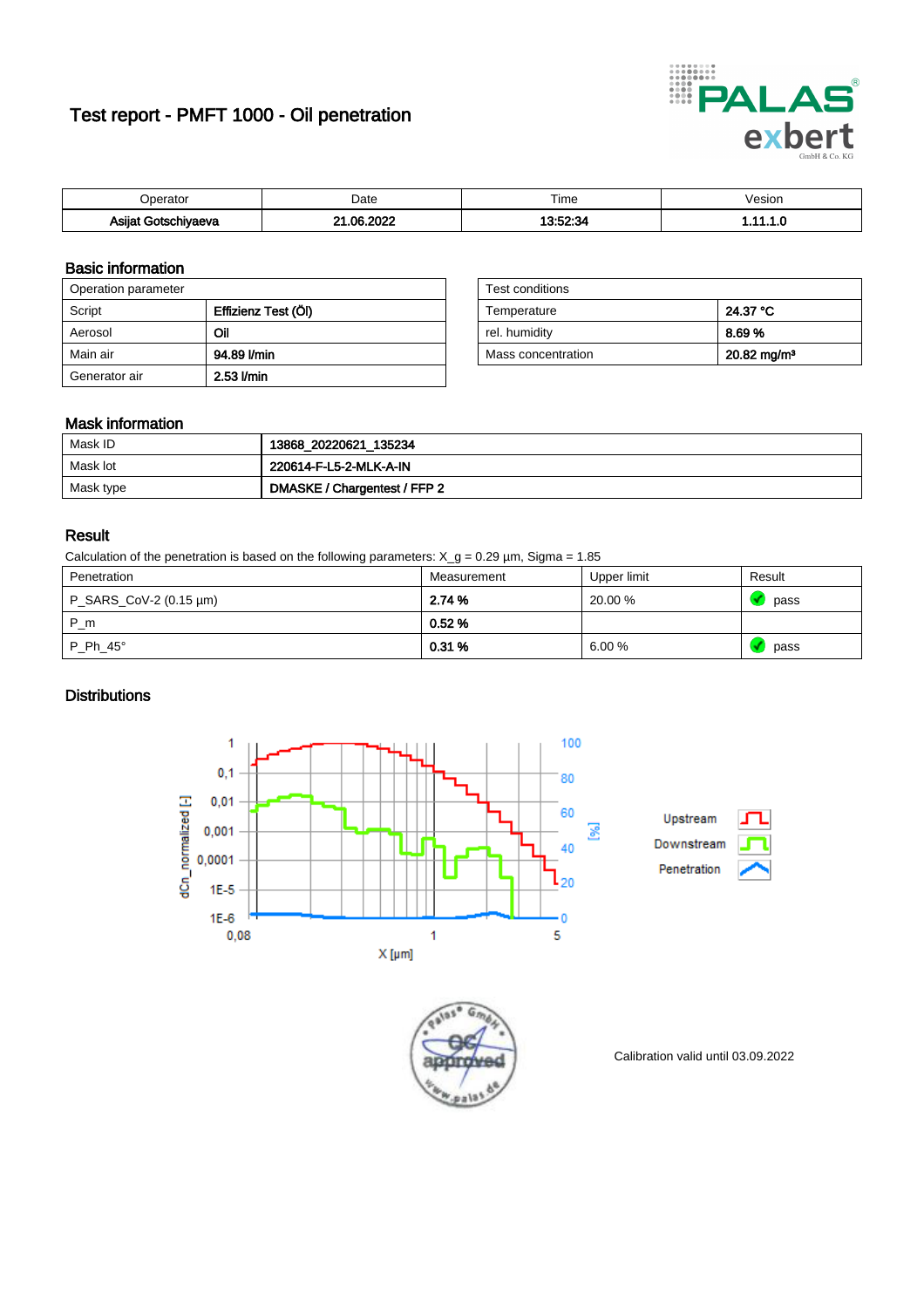# Test report - PMFT 1000 - Oil penetration

PALAS exbert GmbH & Co. KG

| Operator | Date | Time | Vesion |
|---|---|---|---|
| **Asijat Gotschiyaeva** | **21.06.2022** | **13:52:34** | **1.11.1.0** |

## Basic information

| Operation parameter | |
|---|---|
| Script | **Effizienz Test (Öl)** |
| Aerosol | **Oil** |
| Main air | **94.89 l/min** |
| Generator air | **2.53 l/min** |

| Test conditions | |
|---|---|
| Temperature | **24.37 °C** |
| rel. humidity | **8.69 %** |
| Mass concentration | **20.82 mg/m³** |

## Mask information

| | |
|---|---|
| Mask ID | **13868_20220621_135234** |
| Mask lot | **220614-F-L5-2-MLK-A-IN** |
| Mask type | **DMASKE / Chargentest / FFP 2** |

## Result

Calculation of the penetration is based on the following parameters: X_g = 0.29 µm, Sigma = 1.85

| Penetration | Measurement | Upper limit | Result |
|---|---|---|---|
| P_SARS_CoV-2 (0.15 µm) | **2.74 %** | 20.00 % | pass |
| P_m | **0.52 %** | | |
| P_Ph_45° | **0.31 %** | 6.00 % | pass |

## Distributions

dCn_normalized [-]
1
0,1
0,01
0,001
0,0001
1E-5
1E-6
0,08
1
5
X [µm]
[%]
100
80
60
40
20
0
Upstream
Downstream
Penetration

Palas® GmbH QC approved www.palas.de

Calibration valid until 03.09.2022